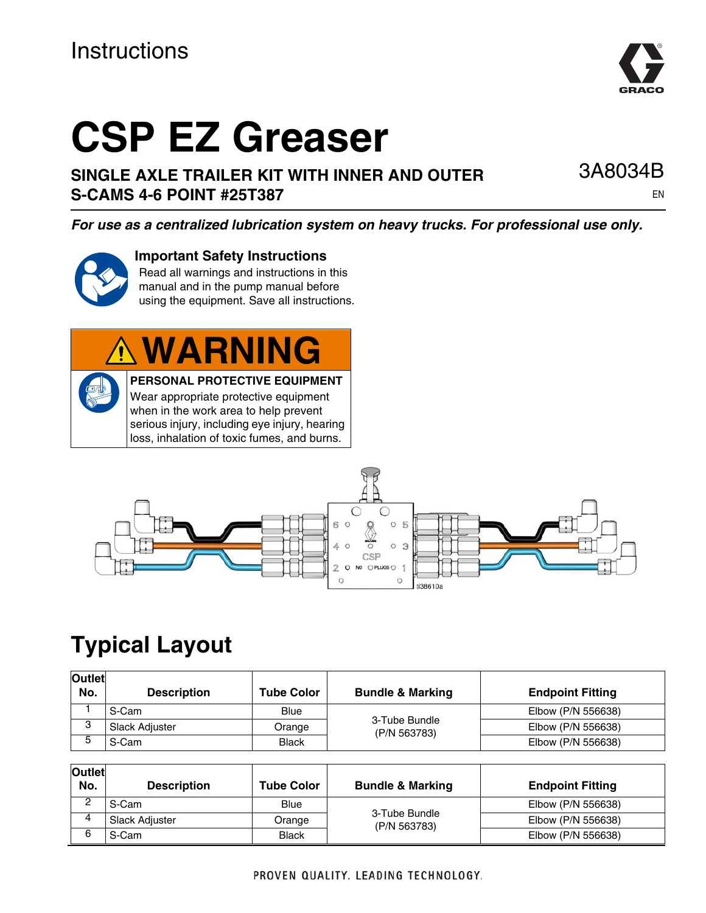Instructions

# CSP EZ Greaser

## SINGLE AXLE TRAILER KIT WITH INNER AND OUTER S-CAMS 4-6 POINT #25T387

3A8034B

EN

***For use as a centralized lubrication system on heavy trucks. For professional use only.***

**Important Safety Instructions**

Read all warnings and instructions in this manual and in the pump manual before using the equipment. Save all instructions.

**WARNING**

**PERSONAL PROTECTIVE EQUIPMENT**

Wear appropriate protective equipment when in the work area to help prevent serious injury, including eye injury, hearing loss, inhalation of toxic fumes, and burns.

## Typical Layout

| Outlet No. | Description | Tube Color | Bundle & Marking | Endpoint Fitting |
|---|---|---|---|---|
| 1 | S-Cam | Blue | 3-Tube Bundle (P/N 563783) | Elbow (P/N 556638) |
| 3 | Slack Adjuster | Orange | | Elbow (P/N 556638) |
| 5 | S-Cam | Black | | Elbow (P/N 556638) |

| Outlet No. | Description | Tube Color | Bundle & Marking | Endpoint Fitting |
|---|---|---|---|---|
| 2 | S-Cam | Blue | 3-Tube Bundle (P/N 563783) | Elbow (P/N 556638) |
| 4 | Slack Adjuster | Orange | | Elbow (P/N 556638) |
| 6 | S-Cam | Black | | Elbow (P/N 556638) |

PROVEN QUALITY. LEADING TECHNOLOGY.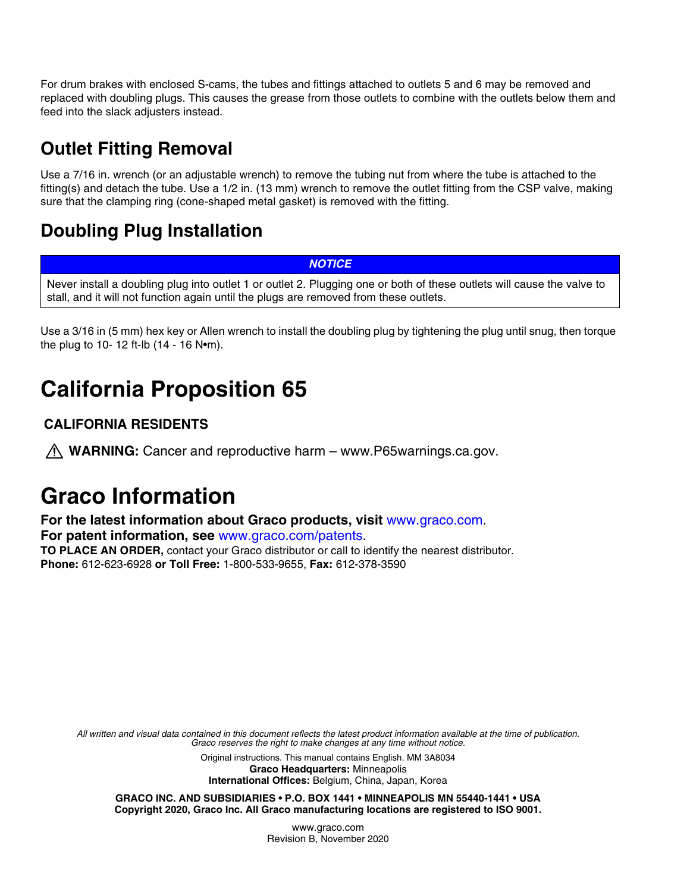For drum brakes with enclosed S-cams, the tubes and fittings attached to outlets 5 and 6 may be removed and replaced with doubling plugs. This causes the grease from those outlets to combine with the outlets below them and feed into the slack adjusters instead.

## Outlet Fitting Removal

Use a 7/16 in. wrench (or an adjustable wrench) to remove the tubing nut from where the tube is attached to the fitting(s) and detach the tube. Use a 1/2 in. (13 mm) wrench to remove the outlet fitting from the CSP valve, making sure that the clamping ring (cone-shaped metal gasket) is removed with the fitting.

## Doubling Plug Installation

| ***NOTICE*** |
|---|
| Never install a doubling plug into outlet 1 or outlet 2. Plugging one or both of these outlets will cause the valve to stall, and it will not function again until the plugs are removed from these outlets. |

Use a 3/16 in (5 mm) hex key or Allen wrench to install the doubling plug by tightening the plug until snug, then torque the plug to 10- 12 ft-lb (14 - 16 N•m).

# California Proposition 65

### CALIFORNIA RESIDENTS

⚠ **WARNING:** Cancer and reproductive harm – www.P65warnings.ca.gov.

# Graco Information

**For the latest information about Graco products, visit** www.graco.com.
**For patent information, see** www.graco.com/patents.
**TO PLACE AN ORDER,** contact your Graco distributor or call to identify the nearest distributor.
**Phone:** 612-623-6928 **or Toll Free:** 1-800-533-9655, **Fax:** 612-378-3590

*All written and visual data contained in this document reflects the latest product information available at the time of publication. Graco reserves the right to make changes at any time without notice.*

Original instructions. This manual contains English. MM 3A8034
**Graco Headquarters:** Minneapolis
**International Offices:** Belgium, China, Japan, Korea

**GRACO INC. AND SUBSIDIARIES • P.O. BOX 1441 • MINNEAPOLIS MN 55440-1441 • USA**
**Copyright 2020, Graco Inc. All Graco manufacturing locations are registered to ISO 9001.**

www.graco.com
Revision B, November 2020